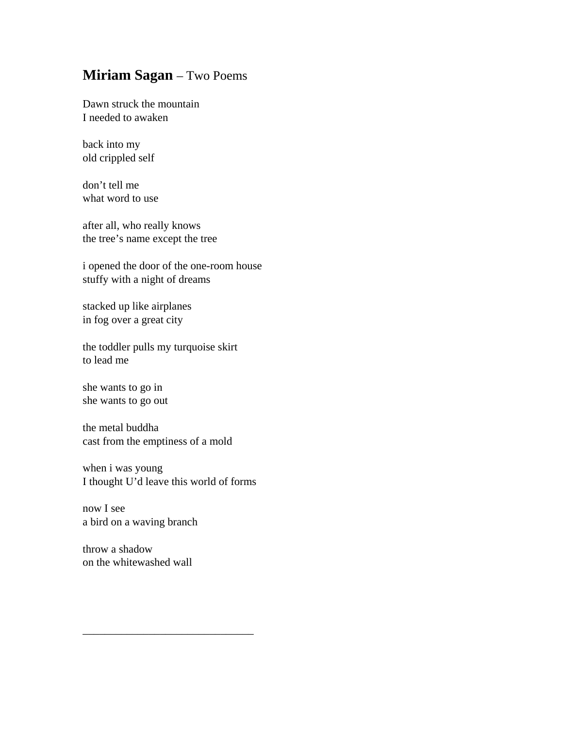**Miriam Sagan** – Two Poems

Dawn struck the mountain  
I needed to awaken

back into my  
old crippled self

don't tell me  
what word to use

after all, who really knows  
the tree's name except the tree

i opened the door of the one-room house  
stuffy with a night of dreams

stacked up like airplanes  
in fog over a great city

the toddler pulls my turquoise skirt  
to lead me

she wants to go in  
she wants to go out

the metal buddha  
cast from the emptiness of a mold

when i was young  
I thought U'd leave this world of forms

now I see  
a bird on a waving branch

throw a shadow  
on the whitewashed wall

______________________________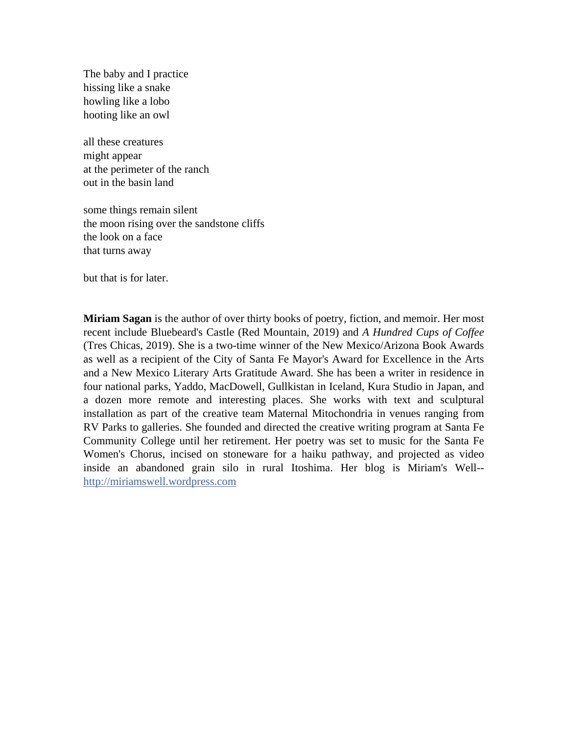The baby and I practice  
hissing like a snake  
howling like a lobo  
hooting like an owl

all these creatures  
might appear  
at the perimeter of the ranch  
out in the basin land

some things remain silent  
the moon rising over the sandstone cliffs  
the look on a face  
that turns away

but that is for later.

**Miriam Sagan** is the author of over thirty books of poetry, fiction, and memoir. Her most recent include Bluebeard's Castle (Red Mountain, 2019) and *A Hundred Cups of Coffee* (Tres Chicas, 2019). She is a two-time winner of the New Mexico/Arizona Book Awards as well as a recipient of the City of Santa Fe Mayor's Award for Excellence in the Arts and a New Mexico Literary Arts Gratitude Award. She has been a writer in residence in four national parks, Yaddo, MacDowell, Gullkistan in Iceland, Kura Studio in Japan, and a dozen more remote and interesting places. She works with text and sculptural installation as part of the creative team Maternal Mitochondria in venues ranging from RV Parks to galleries. She founded and directed the creative writing program at Santa Fe Community College until her retirement. Her poetry was set to music for the Santa Fe Women's Chorus, incised on stoneware for a haiku pathway, and projected as video inside an abandoned grain silo in rural Itoshima. Her blog is Miriam's Well-- http://miriamswell.wordpress.com